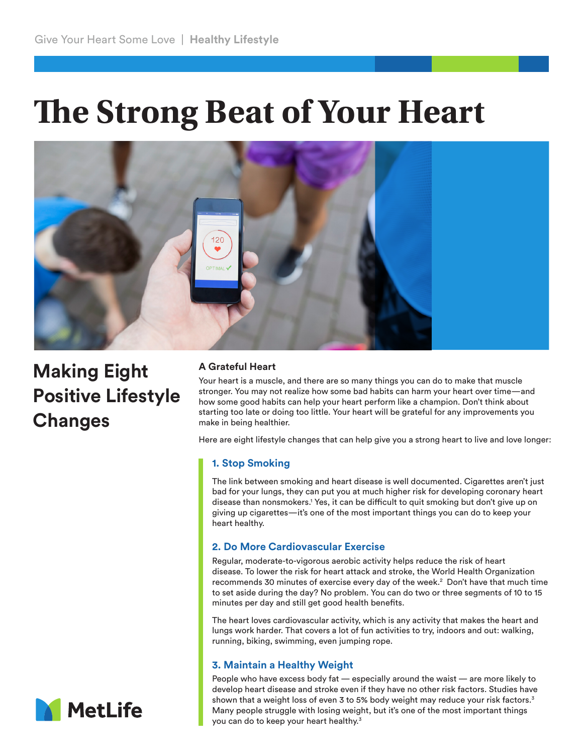# The Strong Beat of Your Heart

## Making Eight Positive Lifestyle Changes

### A Grateful Heart

Your heart is a muscle, and there are so many things you can do to make that muscle stronger. You may not realize how some bad habits can harm your heart over time—and how some good habits can help your heart perform like a champion. Don't think about starting too late or doing too little. Your heart will be grateful for any improvements you make in being healthier.

Here are eight lifestyle changes that can help give you a strong heart to live and love longer:

### 1. Stop Smoking

The link between smoking and heart disease is well documented. Cigarettes aren't just bad for your lungs, they can put you at much higher risk for developing coronary heart disease than nonsmokers.[1] Yes, it can be difficult to quit smoking but don't give up on giving up cigarettes—it's one of the most important things you can do to keep your heart healthy.

### 2. Do More Cardiovascular Exercise

Regular, moderate-to-vigorous aerobic activity helps reduce the risk of heart disease. To lower the risk for heart attack and stroke, the World Health Organization recommends 30 minutes of exercise every day of the week.[2] Don't have that much time to set aside during the day? No problem. You can do two or three segments of 10 to 15 minutes per day and still get good health benefits.

The heart loves cardiovascular activity, which is any activity that makes the heart and lungs work harder. That covers a lot of fun activities to try, indoors and out: walking, running, biking, swimming, even jumping rope.

### 3. Maintain a Healthy Weight

People who have excess body fat — especially around the waist — are more likely to develop heart disease and stroke even if they have no other risk factors. Studies have shown that a weight loss of even 3 to 5% body weight may reduce your risk factors.[3] Many people struggle with losing weight, but it's one of the most important things you can do to keep your heart healthy.[3]

MetLife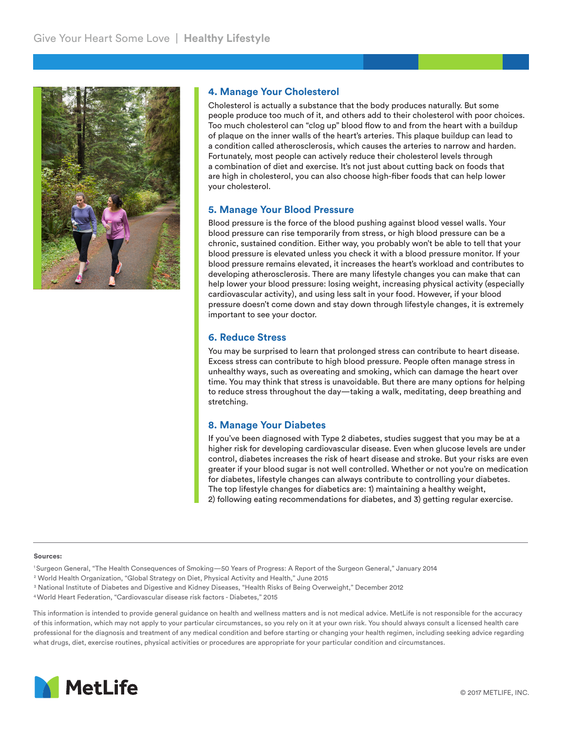## 4. Manage Your Cholesterol

Cholesterol is actually a substance that the body produces naturally. But some people produce too much of it, and others add to their cholesterol with poor choices. Too much cholesterol can "clog up" blood flow to and from the heart with a buildup of plaque on the inner walls of the heart's arteries. This plaque buildup can lead to a condition called atherosclerosis, which causes the arteries to narrow and harden. Fortunately, most people can actively reduce their cholesterol levels through a combination of diet and exercise. It's not just about cutting back on foods that are high in cholesterol, you can also choose high-fiber foods that can help lower your cholesterol.

## 5. Manage Your Blood Pressure

Blood pressure is the force of the blood pushing against blood vessel walls. Your blood pressure can rise temporarily from stress, or high blood pressure can be a chronic, sustained condition. Either way, you probably won't be able to tell that your blood pressure is elevated unless you check it with a blood pressure monitor. If your blood pressure remains elevated, it increases the heart's workload and contributes to developing atherosclerosis. There are many lifestyle changes you can make that can help lower your blood pressure: losing weight, increasing physical activity (especially cardiovascular activity), and using less salt in your food. However, if your blood pressure doesn't come down and stay down through lifestyle changes, it is extremely important to see your doctor.

## 6. Reduce Stress

You may be surprised to learn that prolonged stress can contribute to heart disease. Excess stress can contribute to high blood pressure. People often manage stress in unhealthy ways, such as overeating and smoking, which can damage the heart over time. You may think that stress is unavoidable. But there are many options for helping to reduce stress throughout the day—taking a walk, meditating, deep breathing and stretching.

## 8. Manage Your Diabetes

If you've been diagnosed with Type 2 diabetes, studies suggest that you may be at a higher risk for developing cardiovascular disease. Even when glucose levels are under control, diabetes increases the risk of heart disease and stroke. But your risks are even greater if your blood sugar is not well controlled. Whether or not you're on medication for diabetes, lifestyle changes can always contribute to controlling your diabetes. The top lifestyle changes for diabetics are: 1) maintaining a healthy weight, 2) following eating recommendations for diabetes, and 3) getting regular exercise.

---

**Sources:**

[1] Surgeon General, "The Health Consequences of Smoking—50 Years of Progress: A Report of the Surgeon General," January 2014

[2] World Health Organization, "Global Strategy on Diet, Physical Activity and Health," June 2015

[3] National Institute of Diabetes and Digestive and Kidney Diseases, "Health Risks of Being Overweight," December 2012

[4] World Heart Federation, "Cardiovascular disease risk factors - Diabetes," 2015

This information is intended to provide general guidance on health and wellness matters and is not medical advice. MetLife is not responsible for the accuracy of this information, which may not apply to your particular circumstances, so you rely on it at your own risk. You should always consult a licensed health care professional for the diagnosis and treatment of any medical condition and before starting or changing your health regimen, including seeking advice regarding what drugs, diet, exercise routines, physical activities or procedures are appropriate for your particular condition and circumstances.

MetLife

© 2017 METLIFE, INC.